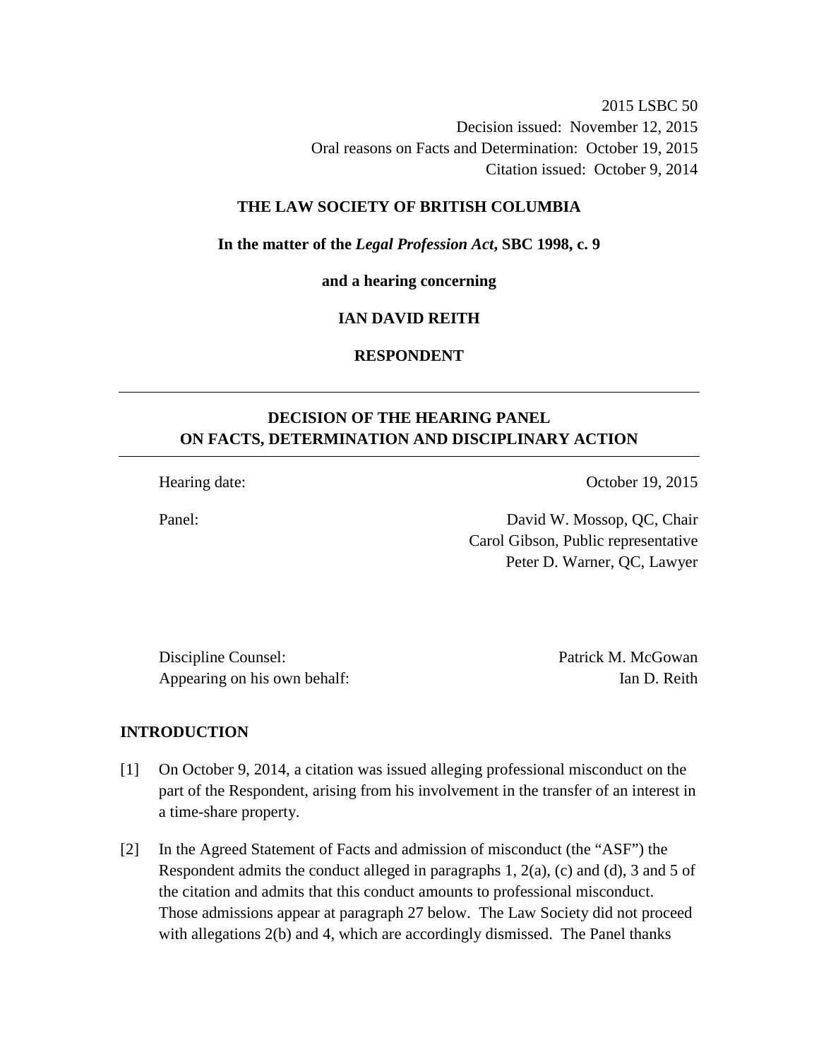2015 LSBC 50
Decision issued: November 12, 2015
Oral reasons on Facts and Determination: October 19, 2015
Citation issued: October 9, 2014

**THE LAW SOCIETY OF BRITISH COLUMBIA**

**In the matter of the *Legal Profession Act*, SBC 1998, c. 9**

**and a hearing concerning**

**IAN DAVID REITH**

**RESPONDENT**

---

**DECISION OF THE HEARING PANEL ON FACTS, DETERMINATION AND DISCIPLINARY ACTION**

---

| | |
|---|---|
| Hearing date: | October 19, 2015 |
| Panel: | David W. Mossop, QC, Chair<br>Carol Gibson, Public representative<br>Peter D. Warner, QC, Lawyer |

| | |
|---|---|
| Discipline Counsel: | Patrick M. McGowan |
| Appearing on his own behalf: | Ian D. Reith |

## INTRODUCTION

[1] On October 9, 2014, a citation was issued alleging professional misconduct on the part of the Respondent, arising from his involvement in the transfer of an interest in a time-share property.

[2] In the Agreed Statement of Facts and admission of misconduct (the "ASF") the Respondent admits the conduct alleged in paragraphs 1, 2(a), (c) and (d), 3 and 5 of the citation and admits that this conduct amounts to professional misconduct. Those admissions appear at paragraph 27 below. The Law Society did not proceed with allegations 2(b) and 4, which are accordingly dismissed. The Panel thanks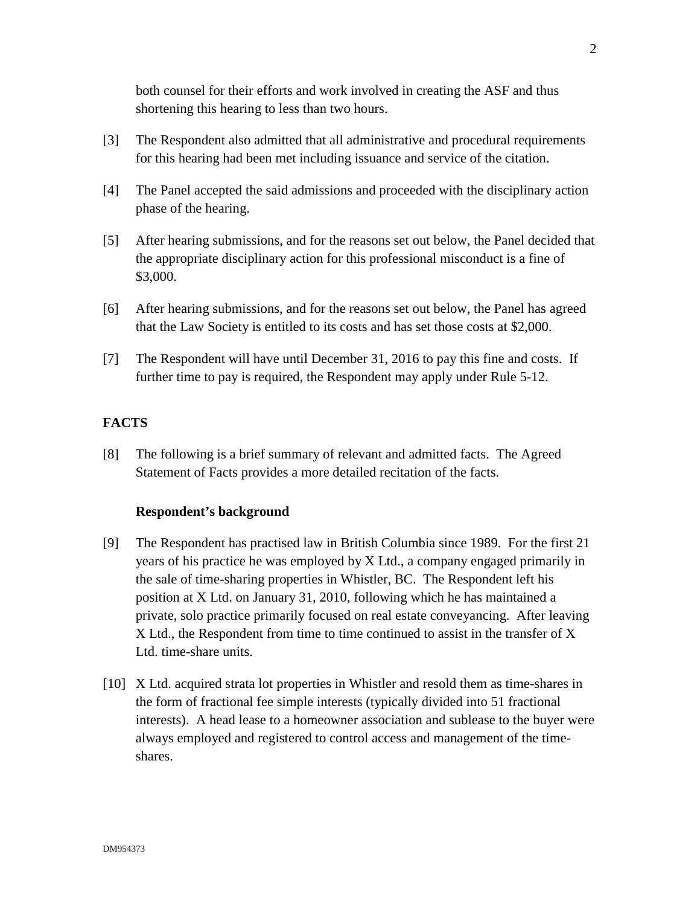both counsel for their efforts and work involved in creating the ASF and thus shortening this hearing to less than two hours.

[3] The Respondent also admitted that all administrative and procedural requirements for this hearing had been met including issuance and service of the citation.

[4] The Panel accepted the said admissions and proceeded with the disciplinary action phase of the hearing.

[5] After hearing submissions, and for the reasons set out below, the Panel decided that the appropriate disciplinary action for this professional misconduct is a fine of $3,000.

[6] After hearing submissions, and for the reasons set out below, the Panel has agreed that the Law Society is entitled to its costs and has set those costs at $2,000.

[7] The Respondent will have until December 31, 2016 to pay this fine and costs. If further time to pay is required, the Respondent may apply under Rule 5-12.

## FACTS

[8] The following is a brief summary of relevant and admitted facts. The Agreed Statement of Facts provides a more detailed recitation of the facts.

### Respondent's background

[9] The Respondent has practised law in British Columbia since 1989. For the first 21 years of his practice he was employed by X Ltd., a company engaged primarily in the sale of time-sharing properties in Whistler, BC. The Respondent left his position at X Ltd. on January 31, 2010, following which he has maintained a private, solo practice primarily focused on real estate conveyancing. After leaving X Ltd., the Respondent from time to time continued to assist in the transfer of X Ltd. time-share units.

[10] X Ltd. acquired strata lot properties in Whistler and resold them as time-shares in the form of fractional fee simple interests (typically divided into 51 fractional interests). A head lease to a homeowner association and sublease to the buyer were always employed and registered to control access and management of the time-shares.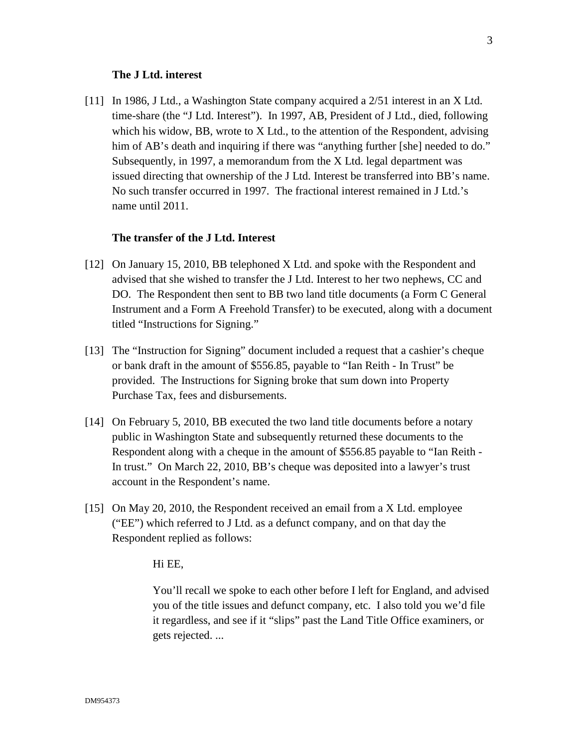### The J Ltd. interest

[11] In 1986, J Ltd., a Washington State company acquired a 2/51 interest in an X Ltd. time-share (the "J Ltd. Interest"). In 1997, AB, President of J Ltd., died, following which his widow, BB, wrote to X Ltd., to the attention of the Respondent, advising him of AB's death and inquiring if there was "anything further [she] needed to do." Subsequently, in 1997, a memorandum from the X Ltd. legal department was issued directing that ownership of the J Ltd. Interest be transferred into BB's name. No such transfer occurred in 1997. The fractional interest remained in J Ltd.'s name until 2011.

### The transfer of the J Ltd. Interest

[12] On January 15, 2010, BB telephoned X Ltd. and spoke with the Respondent and advised that she wished to transfer the J Ltd. Interest to her two nephews, CC and DO. The Respondent then sent to BB two land title documents (a Form C General Instrument and a Form A Freehold Transfer) to be executed, along with a document titled "Instructions for Signing."

[13] The "Instruction for Signing" document included a request that a cashier's cheque or bank draft in the amount of $556.85, payable to "Ian Reith - In Trust" be provided. The Instructions for Signing broke that sum down into Property Purchase Tax, fees and disbursements.

[14] On February 5, 2010, BB executed the two land title documents before a notary public in Washington State and subsequently returned these documents to the Respondent along with a cheque in the amount of $556.85 payable to "Ian Reith - In trust." On March 22, 2010, BB's cheque was deposited into a lawyer's trust account in the Respondent's name.

[15] On May 20, 2010, the Respondent received an email from a X Ltd. employee ("EE") which referred to J Ltd. as a defunct company, and on that day the Respondent replied as follows:

> Hi EE,
>
> You'll recall we spoke to each other before I left for England, and advised you of the title issues and defunct company, etc. I also told you we'd file it regardless, and see if it "slips" past the Land Title Office examiners, or gets rejected. ...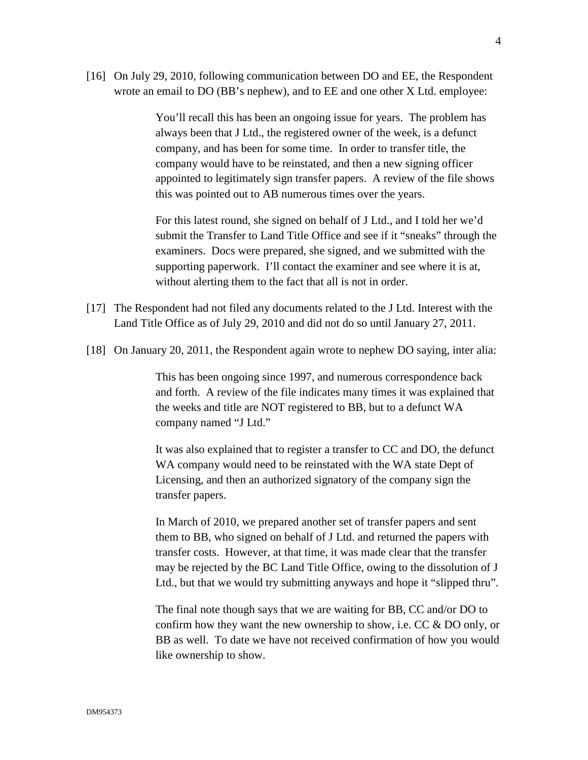[16] On July 29, 2010, following communication between DO and EE, the Respondent wrote an email to DO (BB's nephew), and to EE and one other X Ltd. employee:

> You'll recall this has been an ongoing issue for years. The problem has always been that J Ltd., the registered owner of the week, is a defunct company, and has been for some time. In order to transfer title, the company would have to be reinstated, and then a new signing officer appointed to legitimately sign transfer papers. A review of the file shows this was pointed out to AB numerous times over the years.
>
> For this latest round, she signed on behalf of J Ltd., and I told her we'd submit the Transfer to Land Title Office and see if it "sneaks" through the examiners. Docs were prepared, she signed, and we submitted with the supporting paperwork. I'll contact the examiner and see where it is at, without alerting them to the fact that all is not in order.

[17] The Respondent had not filed any documents related to the J Ltd. Interest with the Land Title Office as of July 29, 2010 and did not do so until January 27, 2011.

[18] On January 20, 2011, the Respondent again wrote to nephew DO saying, inter alia:

> This has been ongoing since 1997, and numerous correspondence back and forth. A review of the file indicates many times it was explained that the weeks and title are NOT registered to BB, but to a defunct WA company named "J Ltd."
>
> It was also explained that to register a transfer to CC and DO, the defunct WA company would need to be reinstated with the WA state Dept of Licensing, and then an authorized signatory of the company sign the transfer papers.
>
> In March of 2010, we prepared another set of transfer papers and sent them to BB, who signed on behalf of J Ltd. and returned the papers with transfer costs. However, at that time, it was made clear that the transfer may be rejected by the BC Land Title Office, owing to the dissolution of J Ltd., but that we would try submitting anyways and hope it "slipped thru".
>
> The final note though says that we are waiting for BB, CC and/or DO to confirm how they want the new ownership to show, i.e. CC & DO only, or BB as well. To date we have not received confirmation of how you would like ownership to show.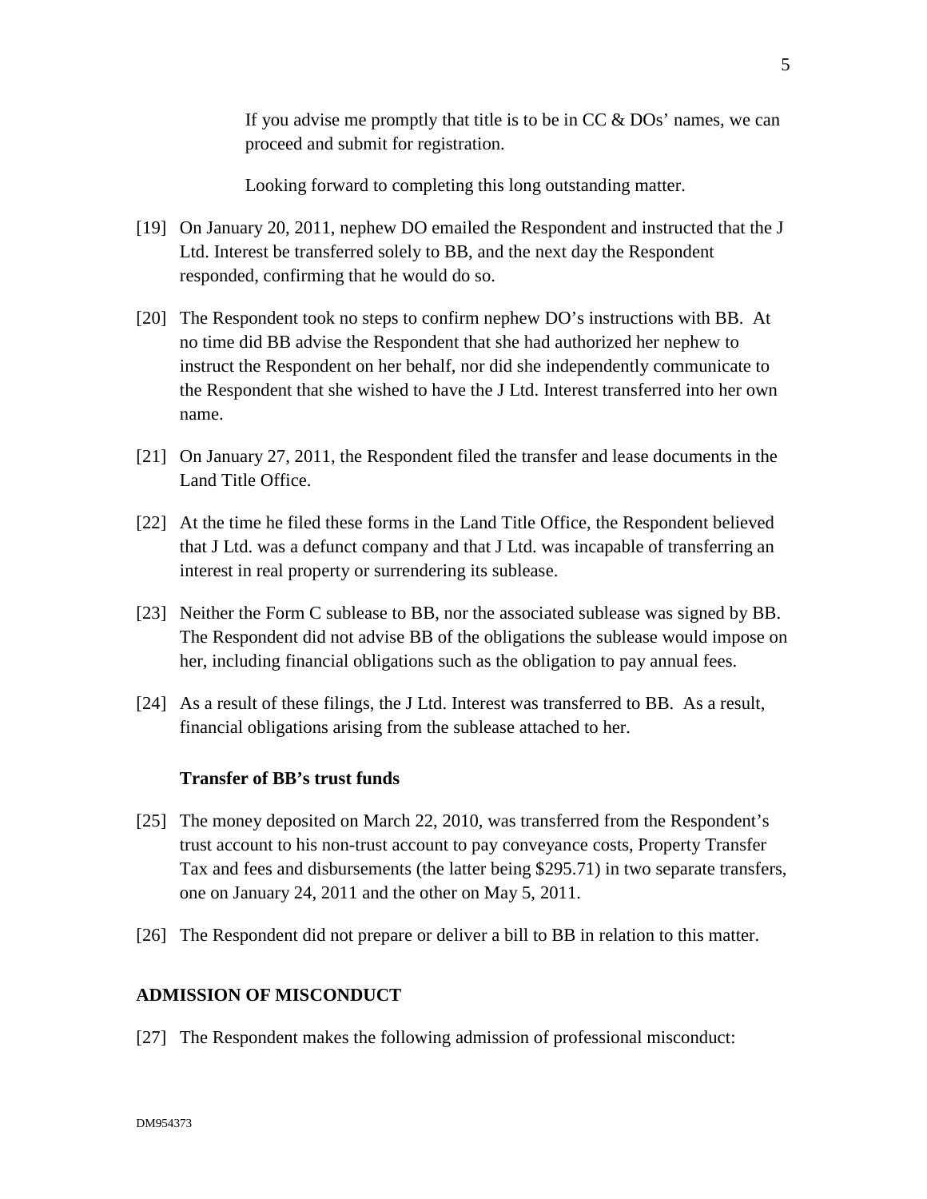> If you advise me promptly that title is to be in CC & DOs' names, we can proceed and submit for registration.
>
> Looking forward to completing this long outstanding matter.

[19] On January 20, 2011, nephew DO emailed the Respondent and instructed that the J Ltd. Interest be transferred solely to BB, and the next day the Respondent responded, confirming that he would do so.

[20] The Respondent took no steps to confirm nephew DO's instructions with BB. At no time did BB advise the Respondent that she had authorized her nephew to instruct the Respondent on her behalf, nor did she independently communicate to the Respondent that she wished to have the J Ltd. Interest transferred into her own name.

[21] On January 27, 2011, the Respondent filed the transfer and lease documents in the Land Title Office.

[22] At the time he filed these forms in the Land Title Office, the Respondent believed that J Ltd. was a defunct company and that J Ltd. was incapable of transferring an interest in real property or surrendering its sublease.

[23] Neither the Form C sublease to BB, nor the associated sublease was signed by BB. The Respondent did not advise BB of the obligations the sublease would impose on her, including financial obligations such as the obligation to pay annual fees.

[24] As a result of these filings, the J Ltd. Interest was transferred to BB. As a result, financial obligations arising from the sublease attached to her.

**Transfer of BB's trust funds**

[25] The money deposited on March 22, 2010, was transferred from the Respondent's trust account to his non-trust account to pay conveyance costs, Property Transfer Tax and fees and disbursements (the latter being $295.71) in two separate transfers, one on January 24, 2011 and the other on May 5, 2011.

[26] The Respondent did not prepare or deliver a bill to BB in relation to this matter.

## ADMISSION OF MISCONDUCT

[27] The Respondent makes the following admission of professional misconduct: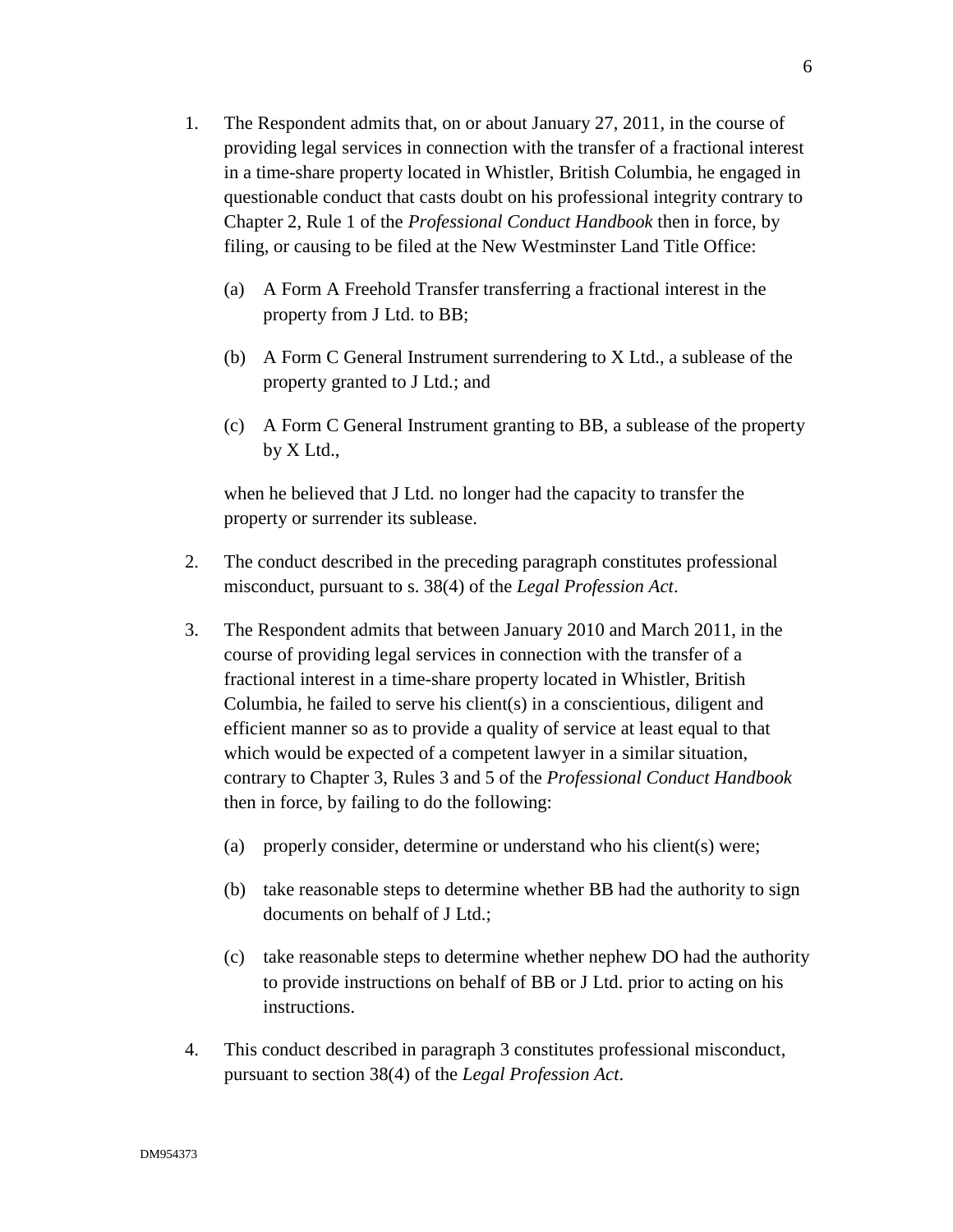1. The Respondent admits that, on or about January 27, 2011, in the course of providing legal services in connection with the transfer of a fractional interest in a time-share property located in Whistler, British Columbia, he engaged in questionable conduct that casts doubt on his professional integrity contrary to Chapter 2, Rule 1 of the *Professional Conduct Handbook* then in force, by filing, or causing to be filed at the New Westminster Land Title Office:

   (a) A Form A Freehold Transfer transferring a fractional interest in the property from J Ltd. to BB;

   (b) A Form C General Instrument surrendering to X Ltd., a sublease of the property granted to J Ltd.; and

   (c) A Form C General Instrument granting to BB, a sublease of the property by X Ltd.,

   when he believed that J Ltd. no longer had the capacity to transfer the property or surrender its sublease.

2. The conduct described in the preceding paragraph constitutes professional misconduct, pursuant to s. 38(4) of the *Legal Profession Act*.

3. The Respondent admits that between January 2010 and March 2011, in the course of providing legal services in connection with the transfer of a fractional interest in a time-share property located in Whistler, British Columbia, he failed to serve his client(s) in a conscientious, diligent and efficient manner so as to provide a quality of service at least equal to that which would be expected of a competent lawyer in a similar situation, contrary to Chapter 3, Rules 3 and 5 of the *Professional Conduct Handbook* then in force, by failing to do the following:

   (a) properly consider, determine or understand who his client(s) were;

   (b) take reasonable steps to determine whether BB had the authority to sign documents on behalf of J Ltd.;

   (c) take reasonable steps to determine whether nephew DO had the authority to provide instructions on behalf of BB or J Ltd. prior to acting on his instructions.

4. This conduct described in paragraph 3 constitutes professional misconduct, pursuant to section 38(4) of the *Legal Profession Act*.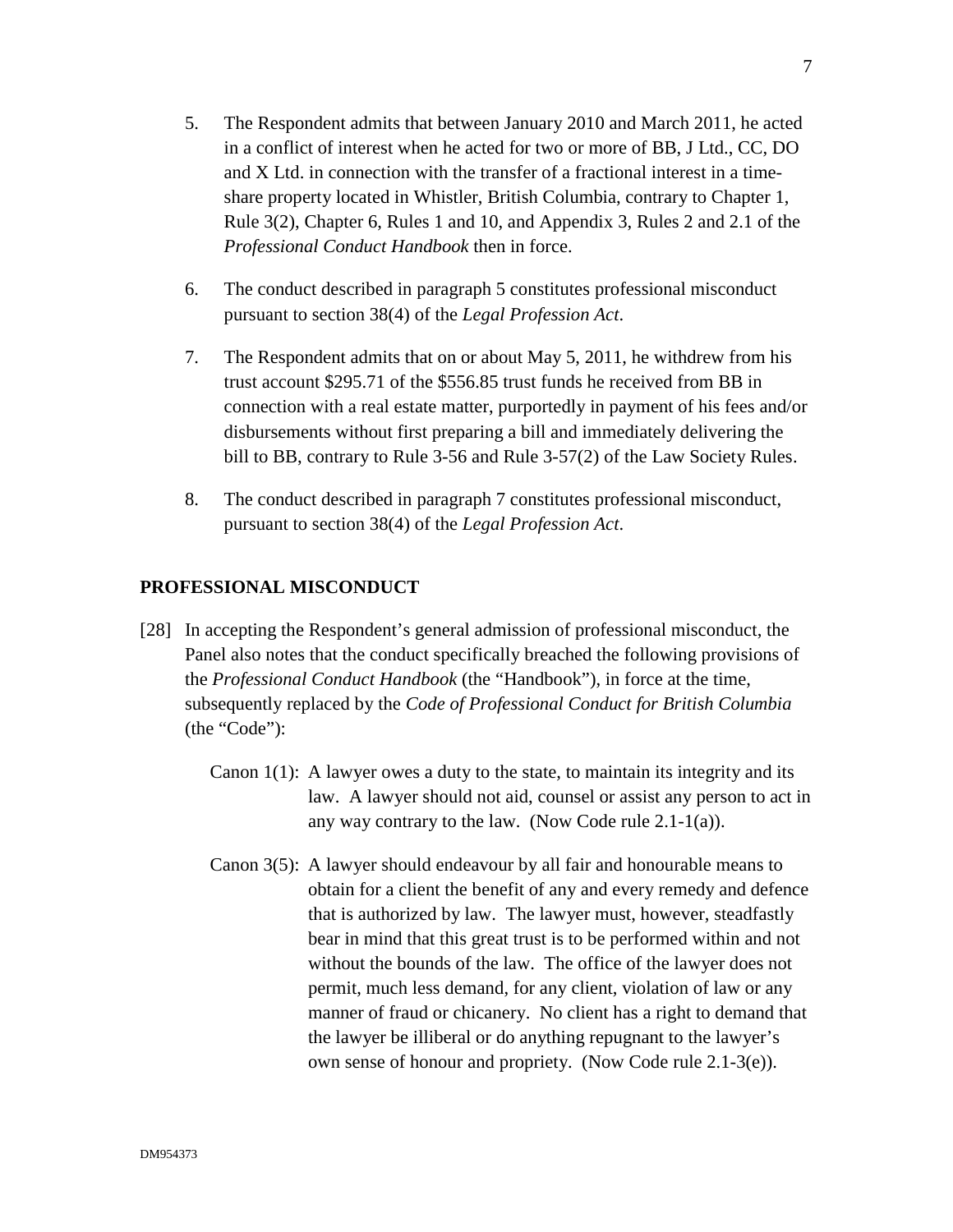5. The Respondent admits that between January 2010 and March 2011, he acted in a conflict of interest when he acted for two or more of BB, J Ltd., CC, DO and X Ltd. in connection with the transfer of a fractional interest in a time-share property located in Whistler, British Columbia, contrary to Chapter 1, Rule 3(2), Chapter 6, Rules 1 and 10, and Appendix 3, Rules 2 and 2.1 of the *Professional Conduct Handbook* then in force.

6. The conduct described in paragraph 5 constitutes professional misconduct pursuant to section 38(4) of the *Legal Profession Act*.

7. The Respondent admits that on or about May 5, 2011, he withdrew from his trust account $295.71 of the $556.85 trust funds he received from BB in connection with a real estate matter, purportedly in payment of his fees and/or disbursements without first preparing a bill and immediately delivering the bill to BB, contrary to Rule 3-56 and Rule 3-57(2) of the Law Society Rules.

8. The conduct described in paragraph 7 constitutes professional misconduct, pursuant to section 38(4) of the *Legal Profession Act*.

## PROFESSIONAL MISCONDUCT

[28] In accepting the Respondent's general admission of professional misconduct, the Panel also notes that the conduct specifically breached the following provisions of the *Professional Conduct Handbook* (the "Handbook"), in force at the time, subsequently replaced by the *Code of Professional Conduct for British Columbia* (the "Code"):

Canon 1(1): A lawyer owes a duty to the state, to maintain its integrity and its law. A lawyer should not aid, counsel or assist any person to act in any way contrary to the law. (Now Code rule 2.1-1(a)).

Canon 3(5): A lawyer should endeavour by all fair and honourable means to obtain for a client the benefit of any and every remedy and defence that is authorized by law. The lawyer must, however, steadfastly bear in mind that this great trust is to be performed within and not without the bounds of the law. The office of the lawyer does not permit, much less demand, for any client, violation of law or any manner of fraud or chicanery. No client has a right to demand that the lawyer be illiberal or do anything repugnant to the lawyer's own sense of honour and propriety. (Now Code rule 2.1-3(e)).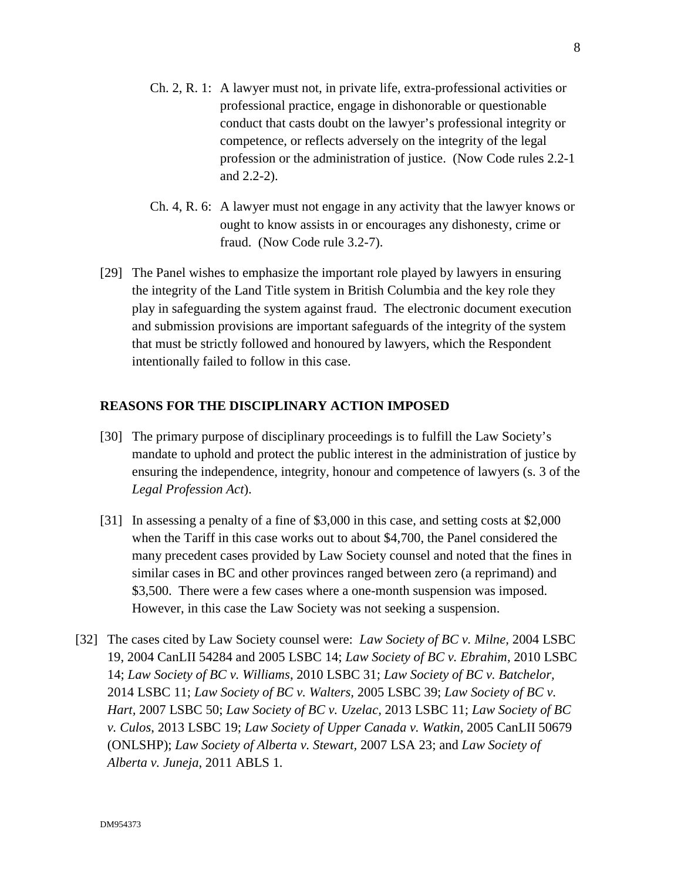Ch. 2, R. 1: A lawyer must not, in private life, extra-professional activities or professional practice, engage in dishonorable or questionable conduct that casts doubt on the lawyer's professional integrity or competence, or reflects adversely on the integrity of the legal profession or the administration of justice. (Now Code rules 2.2-1 and 2.2-2).

Ch. 4, R. 6: A lawyer must not engage in any activity that the lawyer knows or ought to know assists in or encourages any dishonesty, crime or fraud. (Now Code rule 3.2-7).

[29] The Panel wishes to emphasize the important role played by lawyers in ensuring the integrity of the Land Title system in British Columbia and the key role they play in safeguarding the system against fraud. The electronic document execution and submission provisions are important safeguards of the integrity of the system that must be strictly followed and honoured by lawyers, which the Respondent intentionally failed to follow in this case.

## REASONS FOR THE DISCIPLINARY ACTION IMPOSED

[30] The primary purpose of disciplinary proceedings is to fulfill the Law Society's mandate to uphold and protect the public interest in the administration of justice by ensuring the independence, integrity, honour and competence of lawyers (s. 3 of the *Legal Profession Act*).

[31] In assessing a penalty of a fine of $3,000 in this case, and setting costs at $2,000 when the Tariff in this case works out to about $4,700, the Panel considered the many precedent cases provided by Law Society counsel and noted that the fines in similar cases in BC and other provinces ranged between zero (a reprimand) and $3,500. There were a few cases where a one-month suspension was imposed. However, in this case the Law Society was not seeking a suspension.

[32] The cases cited by Law Society counsel were: *Law Society of BC v. Milne,* 2004 LSBC 19, 2004 CanLII 54284 and 2005 LSBC 14; *Law Society of BC v. Ebrahim*, 2010 LSBC 14; *Law Society of BC v. Williams*, 2010 LSBC 31; *Law Society of BC v. Batchelor,* 2014 LSBC 11; *Law Society of BC v. Walters*, 2005 LSBC 39; *Law Society of BC v. Hart*, 2007 LSBC 50; *Law Society of BC v. Uzelac*, 2013 LSBC 11; *Law Society of BC v. Culos*, 2013 LSBC 19; *Law Society of Upper Canada v. Watkin*, 2005 CanLII 50679 (ONLSHP); *Law Society of Alberta v. Stewart*, 2007 LSA 23; and *Law Society of Alberta v. Juneja*, 2011 ABLS 1.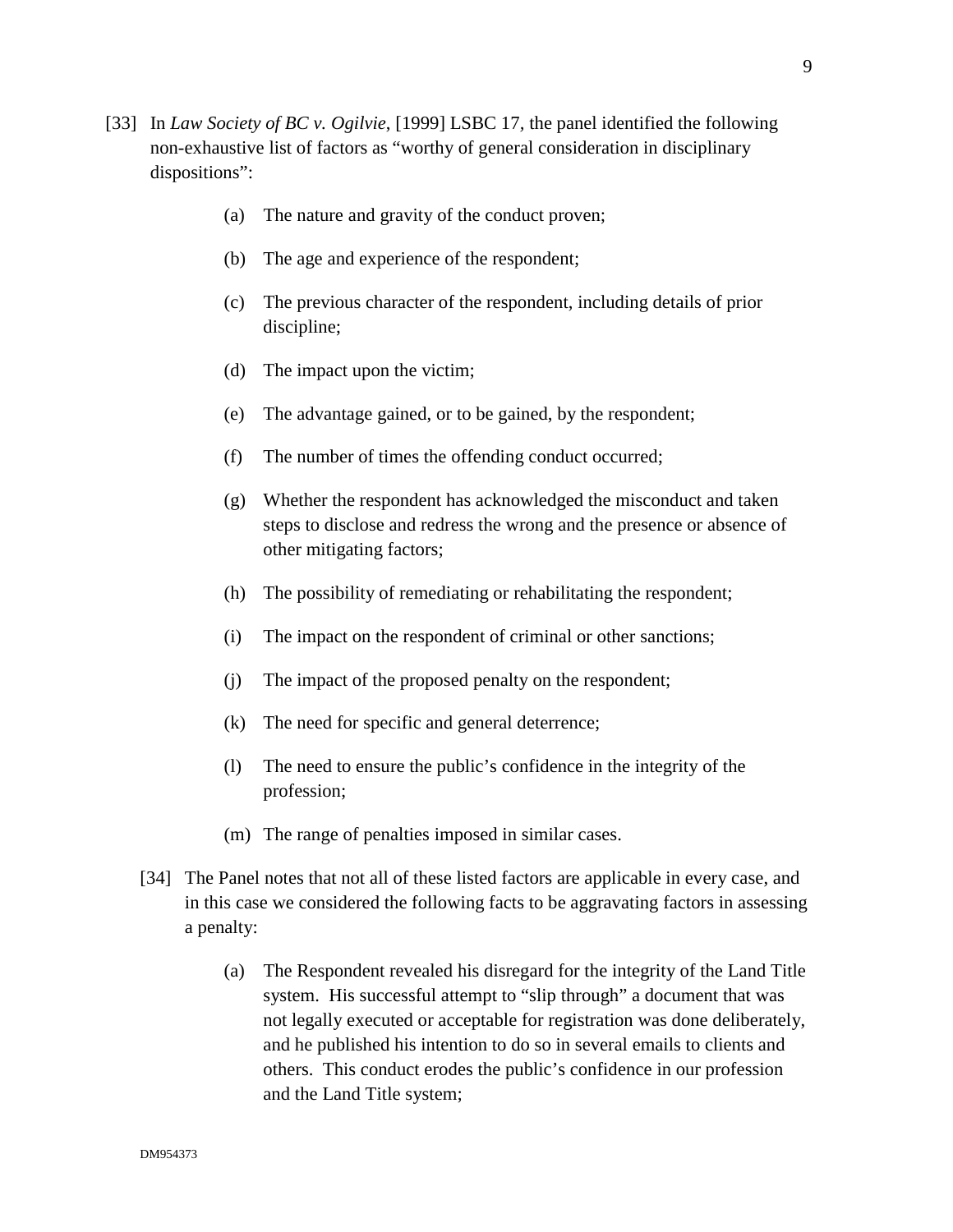[33] In *Law Society of BC v. Ogilvie*, [1999] LSBC 17, the panel identified the following non-exhaustive list of factors as "worthy of general consideration in disciplinary dispositions":

(a) The nature and gravity of the conduct proven;

(b) The age and experience of the respondent;

(c) The previous character of the respondent, including details of prior discipline;

(d) The impact upon the victim;

(e) The advantage gained, or to be gained, by the respondent;

(f) The number of times the offending conduct occurred;

(g) Whether the respondent has acknowledged the misconduct and taken steps to disclose and redress the wrong and the presence or absence of other mitigating factors;

(h) The possibility of remediating or rehabilitating the respondent;

(i) The impact on the respondent of criminal or other sanctions;

(j) The impact of the proposed penalty on the respondent;

(k) The need for specific and general deterrence;

(l) The need to ensure the public's confidence in the integrity of the profession;

(m) The range of penalties imposed in similar cases.

[34] The Panel notes that not all of these listed factors are applicable in every case, and in this case we considered the following facts to be aggravating factors in assessing a penalty:

(a) The Respondent revealed his disregard for the integrity of the Land Title system. His successful attempt to "slip through" a document that was not legally executed or acceptable for registration was done deliberately, and he published his intention to do so in several emails to clients and others. This conduct erodes the public's confidence in our profession and the Land Title system;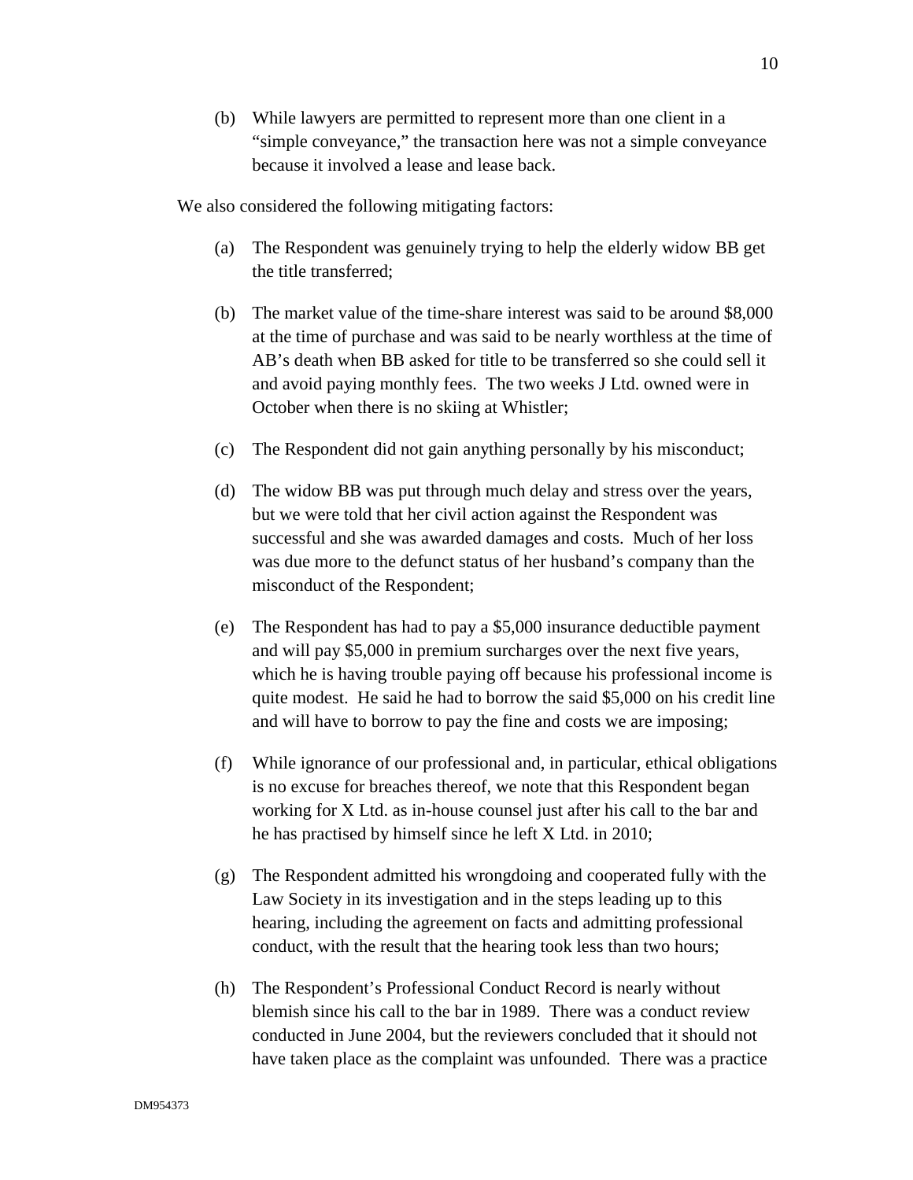(b) While lawyers are permitted to represent more than one client in a "simple conveyance," the transaction here was not a simple conveyance because it involved a lease and lease back.

We also considered the following mitigating factors:

(a) The Respondent was genuinely trying to help the elderly widow BB get the title transferred;

(b) The market value of the time-share interest was said to be around $8,000 at the time of purchase and was said to be nearly worthless at the time of AB's death when BB asked for title to be transferred so she could sell it and avoid paying monthly fees. The two weeks J Ltd. owned were in October when there is no skiing at Whistler;

(c) The Respondent did not gain anything personally by his misconduct;

(d) The widow BB was put through much delay and stress over the years, but we were told that her civil action against the Respondent was successful and she was awarded damages and costs. Much of her loss was due more to the defunct status of her husband's company than the misconduct of the Respondent;

(e) The Respondent has had to pay a $5,000 insurance deductible payment and will pay $5,000 in premium surcharges over the next five years, which he is having trouble paying off because his professional income is quite modest. He said he had to borrow the said $5,000 on his credit line and will have to borrow to pay the fine and costs we are imposing;

(f) While ignorance of our professional and, in particular, ethical obligations is no excuse for breaches thereof, we note that this Respondent began working for X Ltd. as in-house counsel just after his call to the bar and he has practised by himself since he left X Ltd. in 2010;

(g) The Respondent admitted his wrongdoing and cooperated fully with the Law Society in its investigation and in the steps leading up to this hearing, including the agreement on facts and admitting professional conduct, with the result that the hearing took less than two hours;

(h) The Respondent's Professional Conduct Record is nearly without blemish since his call to the bar in 1989. There was a conduct review conducted in June 2004, but the reviewers concluded that it should not have taken place as the complaint was unfounded. There was a practice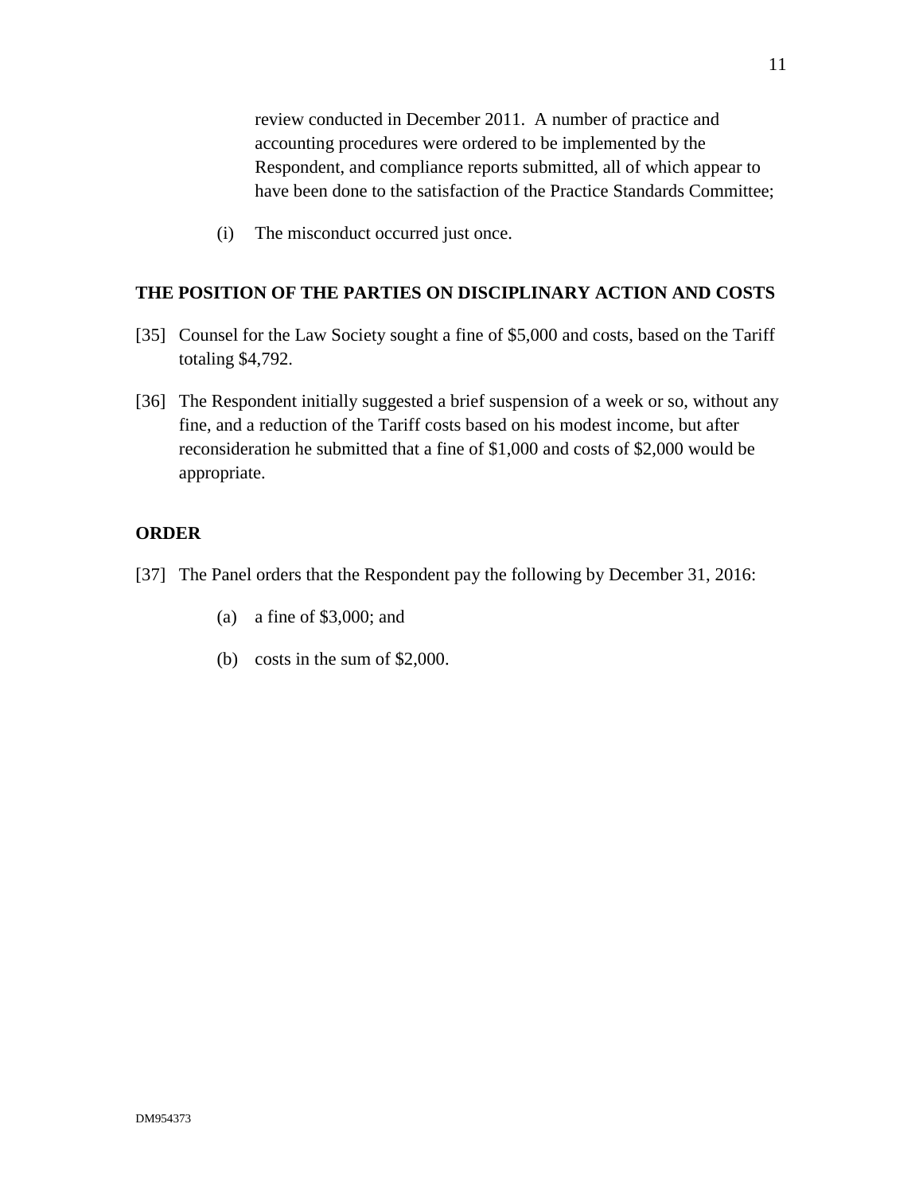review conducted in December 2011. A number of practice and accounting procedures were ordered to be implemented by the Respondent, and compliance reports submitted, all of which appear to have been done to the satisfaction of the Practice Standards Committee;

(i) The misconduct occurred just once.

## THE POSITION OF THE PARTIES ON DISCIPLINARY ACTION AND COSTS

[35] Counsel for the Law Society sought a fine of $5,000 and costs, based on the Tariff totaling $4,792.

[36] The Respondent initially suggested a brief suspension of a week or so, without any fine, and a reduction of the Tariff costs based on his modest income, but after reconsideration he submitted that a fine of $1,000 and costs of $2,000 would be appropriate.

## ORDER

[37] The Panel orders that the Respondent pay the following by December 31, 2016:

(a) a fine of $3,000; and

(b) costs in the sum of $2,000.

DM954373